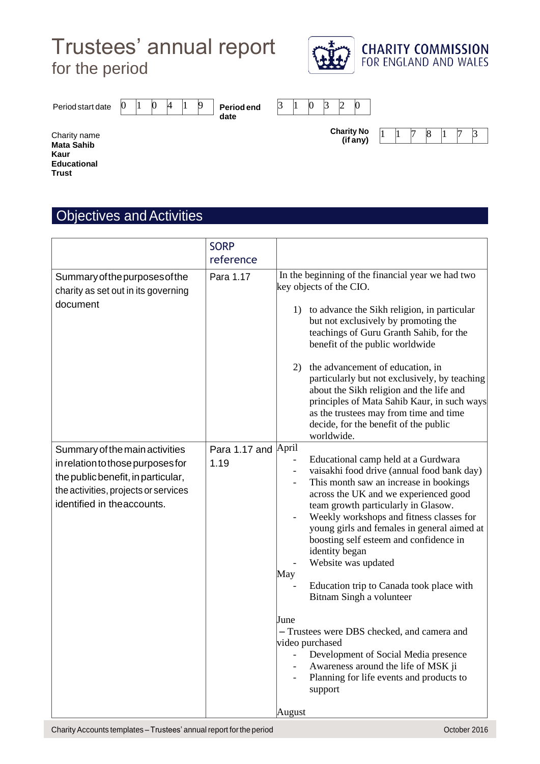# Trustees' annual report for the period

CHARITY COMMISSION FOR ENGLAND AND WALES

| Period start date | 0 | 1 | 0 | 4 | 1 | 9 | Period end date | 3 | 1 | 0 | 3 | 2 | 0 |
|---|---|---|---|---|---|---|---|---|---|---|---|---|---|

Charity name **Mata Sahib Kaur Educational Trust**

**Charity No (if any)** 1178173

## Objectives and Activities

| | SORP reference | |
|---|---|---|
| Summary of the purposes of the charity as set out in its governing document | Para 1.17 | In the beginning of the financial year we had two key objects of the CIO.<br><br>1) to advance the Sikh religion, in particular but not exclusively by promoting the teachings of Guru Granth Sahib, for the benefit of the public worldwide<br><br>2) the advancement of education, in particularly but not exclusively, by teaching about the Sikh religion and the life and principles of Mata Sahib Kaur, in such ways as the trustees may from time and time decide, for the benefit of the public worldwide. |
| Summary of the main activities in relation to those purposes for the public benefit, in particular, the activities, projects or services identified in the accounts. | Para 1.17 and 1.19 | April<br>- Educational camp held at a Gurdwara<br>- vaisakhi food drive (annual food bank day)<br>- This month saw an increase in bookings across the UK and we experienced good team growth particularly in Glasow.<br>- Weekly workshops and fitness classes for young girls and females in general aimed at boosting self esteem and confidence in identity began<br>- Website was updated<br>May<br>- Education trip to Canada took place with Bitnam Singh a volunteer<br><br>June<br>– Trustees were DBS checked, and camera and video purchased<br>- Development of Social Media presence<br>- Awareness around the life of MSK ji<br>- Planning for life events and products to support<br><br>August |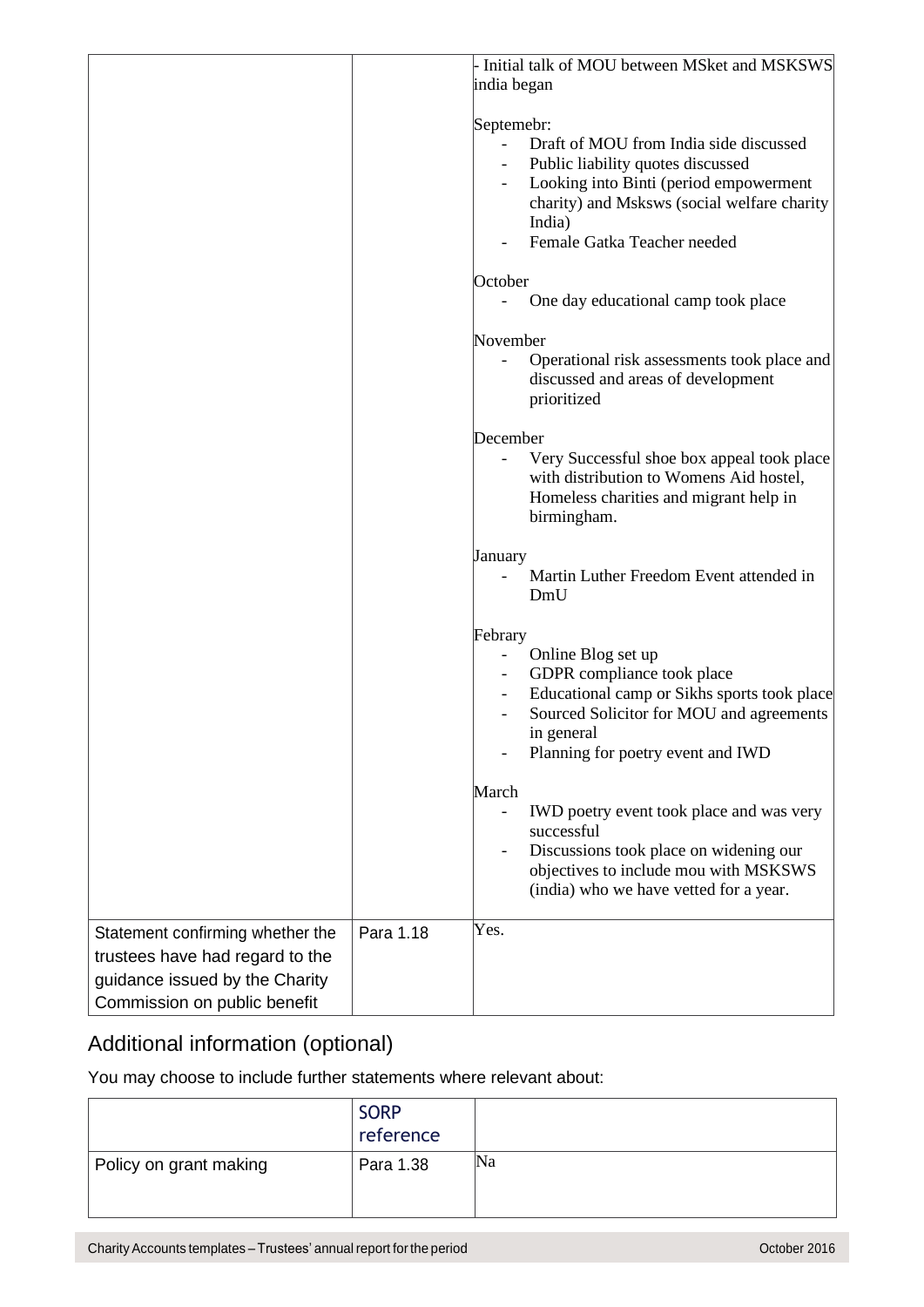| | | - Initial talk of MOU between MSket and MSKSWS india began<br><br>Septemebr:<br>- Draft of MOU from India side discussed<br>- Public liability quotes discussed<br>- Looking into Binti (period empowerment charity) and Msksws (social welfare charity India)<br>- Female Gatka Teacher needed<br><br>October<br>- One day educational camp took place<br><br>November<br>- Operational risk assessments took place and discussed and areas of development prioritized<br><br>December<br>- Very Successful shoe box appeal took place with distribution to Womens Aid hostel, Homeless charities and migrant help in birmingham.<br><br>January<br>- Martin Luther Freedom Event attended in DmU<br><br>Febrary<br>- Online Blog set up<br>- GDPR compliance took place<br>- Educational camp or Sikhs sports took place<br>- Sourced Solicitor for MOU and agreements in general<br>- Planning for poetry event and IWD<br><br>March<br>- IWD poetry event took place and was very successful<br>- Discussions took place on widening our objectives to include mou with MSKSWS (india) who we have vetted for a year. |
|---|---|---|
| Statement confirming whether the trustees have had regard to the guidance issued by the Charity Commission on public benefit | Para 1.18 | Yes. |

## Additional information (optional)

You may choose to include further statements where relevant about:

| | SORP reference | |
|---|---|---|
| Policy on grant making | Para 1.38 | Na |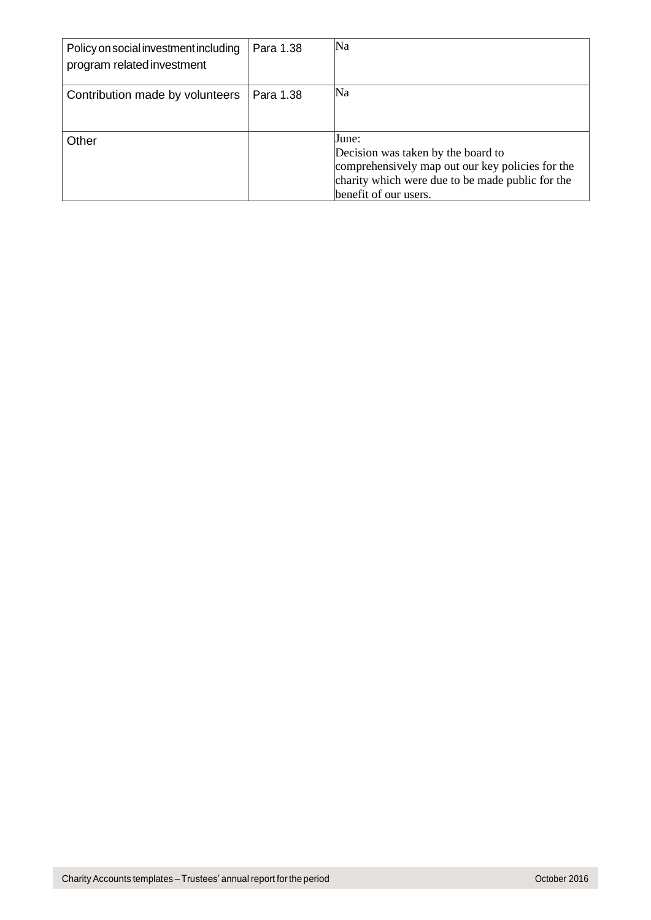| | | |
|---|---|---|
| Policy on social investment including program related investment | Para 1.38 | Na |
| Contribution made by volunteers | Para 1.38 | Na |
| Other | | June:<br>Decision was taken by the board to comprehensively map out our key policies for the charity which were due to be made public for the benefit of our users. |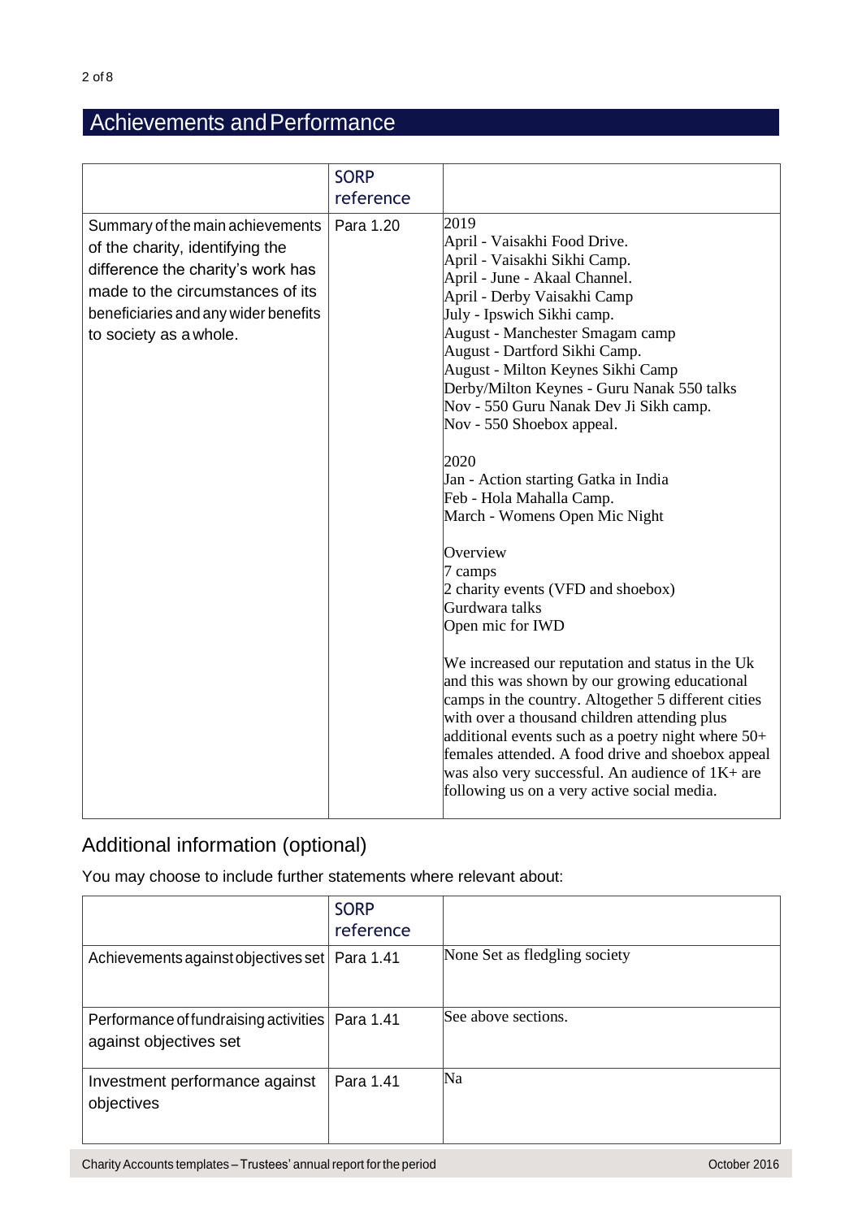## Achievements and Performance

| | SORP reference | |
|---|---|---|
| Summary of the main achievements of the charity, identifying the difference the charity's work has made to the circumstances of its beneficiaries and any wider benefits to society as a whole. | Para 1.20 | 2019<br>April - Vaisakhi Food Drive.<br>April - Vaisakhi Sikhi Camp.<br>April - June - Akaal Channel.<br>April - Derby Vaisakhi Camp<br>July - Ipswich Sikhi camp.<br>August - Manchester Smagam camp<br>August - Dartford Sikhi Camp.<br>August - Milton Keynes Sikhi Camp<br>Derby/Milton Keynes - Guru Nanak 550 talks<br>Nov - 550 Guru Nanak Dev Ji Sikh camp.<br>Nov - 550 Shoebox appeal.<br><br>2020<br>Jan - Action starting Gatka in India<br>Feb - Hola Mahalla Camp.<br>March - Womens Open Mic Night<br><br>Overview<br>7 camps<br>2 charity events (VFD and shoebox)<br>Gurdwara talks<br>Open mic for IWD<br><br>We increased our reputation and status in the Uk and this was shown by our growing educational camps in the country. Altogether 5 different cities with over a thousand children attending plus additional events such as a poetry night where 50+ females attended. A food drive and shoebox appeal was also very successful. An audience of 1K+ are following us on a very active social media. |

## Additional information (optional)

You may choose to include further statements where relevant about:

| | SORP reference | |
|---|---|---|
| Achievements against objectives set | Para 1.41 | None Set as fledgling society |
| Performance of fundraising activities against objectives set | Para 1.41 | See above sections. |
| Investment performance against objectives | Para 1.41 | Na |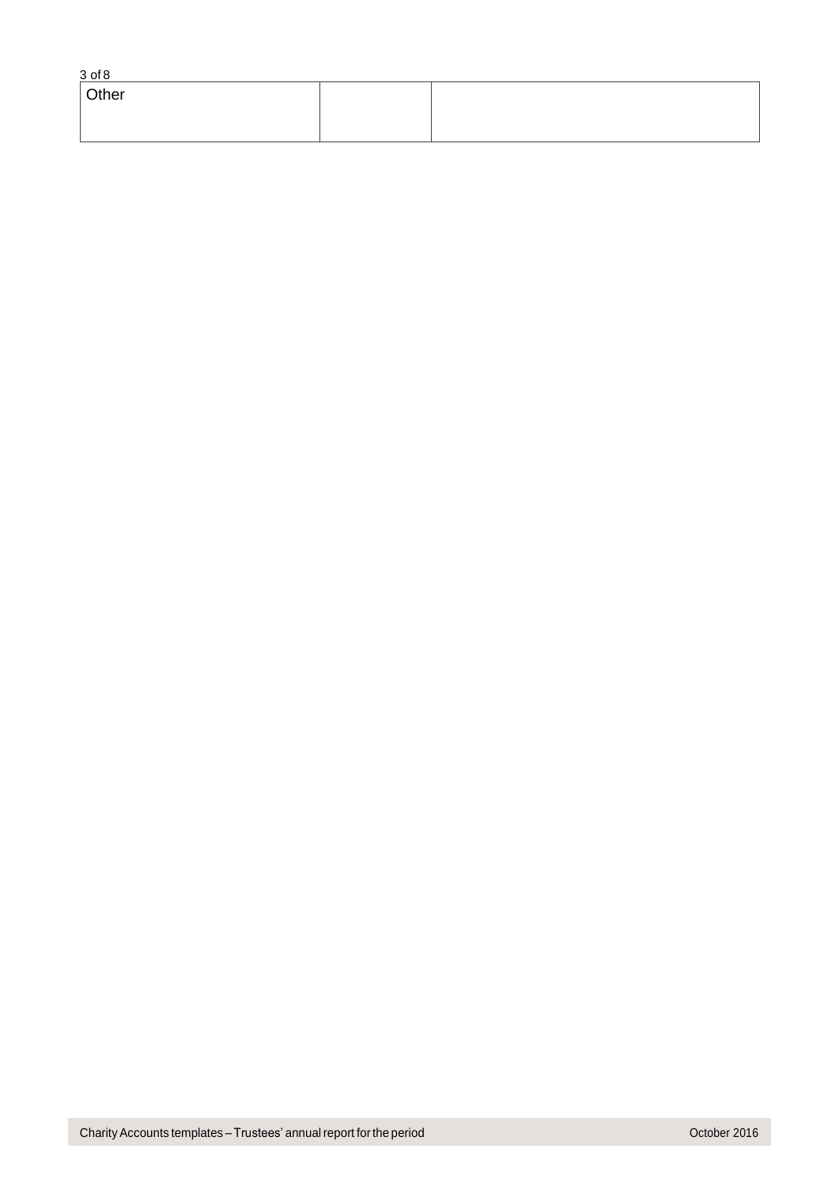| Other | | |
|---|---|---|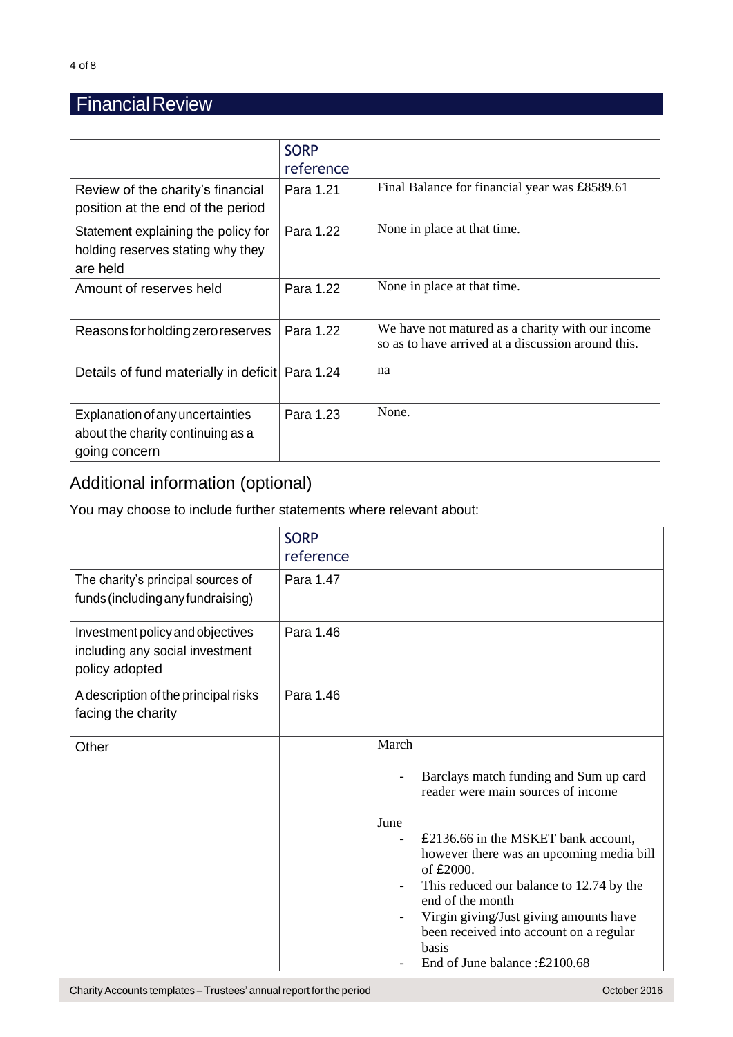## Financial Review

| | SORP reference | |
|---|---|---|
| Review of the charity's financial position at the end of the period | Para 1.21 | Final Balance for financial year was £8589.61 |
| Statement explaining the policy for holding reserves stating why they are held | Para 1.22 | None in place at that time. |
| Amount of reserves held | Para 1.22 | None in place at that time. |
| Reasons for holding zero reserves | Para 1.22 | We have not matured as a charity with our income so as to have arrived at a discussion around this. |
| Details of fund materially in deficit | Para 1.24 | na |
| Explanation of any uncertainties about the charity continuing as a going concern | Para 1.23 | None. |

### Additional information (optional)

You may choose to include further statements where relevant about:

| | SORP reference | |
|---|---|---|
| The charity's principal sources of funds (including any fundraising) | Para 1.47 | |
| Investment policy and objectives including any social investment policy adopted | Para 1.46 | |
| A description of the principal risks facing the charity | Para 1.46 | |
| Other | | March<br>- Barclays match funding and Sum up card reader were main sources of income<br><br>June<br>- £2136.66 in the MSKET bank account, however there was an upcoming media bill of £2000.<br>- This reduced our balance to 12.74 by the end of the month<br>- Virgin giving/Just giving amounts have been received into account on a regular basis<br>- End of June balance :£2100.68 |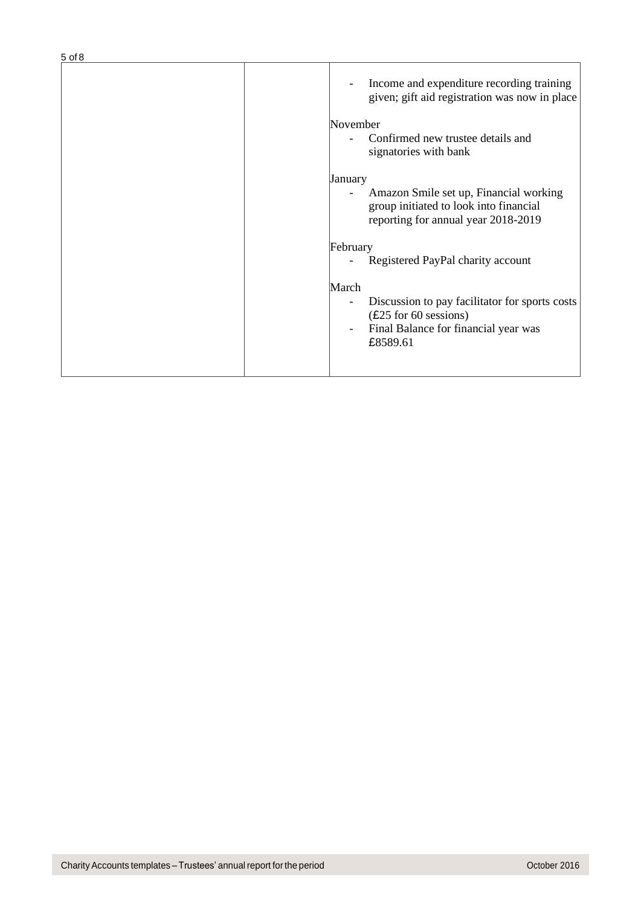| | | - Income and expenditure recording training given; gift aid registration was now in place<br><br>November<br>- Confirmed new trustee details and signatories with bank<br><br>January<br>- Amazon Smile set up, Financial working group initiated to look into financial reporting for annual year 2018-2019<br><br>February<br>- Registered PayPal charity account<br><br>March<br>- Discussion to pay facilitator for sports costs (£25 for 60 sessions)<br>- Final Balance for financial year was £8589.61 |
|---|---|---|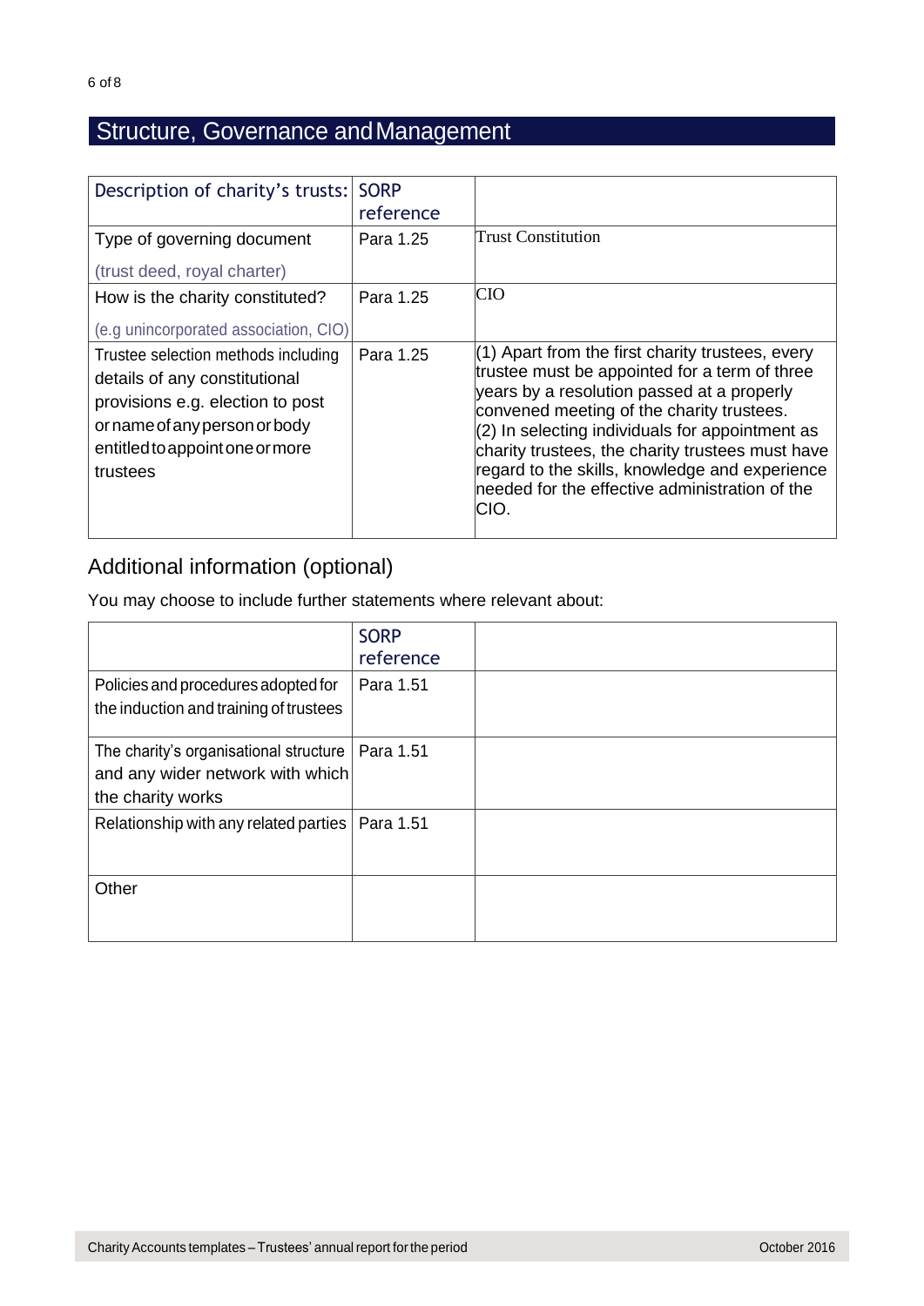## Structure, Governance and Management

| Description of charity's trusts: | SORP reference | |
|---|---|---|
| Type of governing document<br><br>(trust deed, royal charter) | Para 1.25 | Trust Constitution |
| How is the charity constituted?<br><br>(e.g unincorporated association, CIO) | Para 1.25 | CIO |
| Trustee selection methods including details of any constitutional provisions e.g. election to post or name of any person or body entitled to appoint one or more trustees | Para 1.25 | (1) Apart from the first charity trustees, every trustee must be appointed for a term of three years by a resolution passed at a properly convened meeting of the charity trustees.<br>(2) In selecting individuals for appointment as charity trustees, the charity trustees must have regard to the skills, knowledge and experience needed for the effective administration of the CIO. |

### Additional information (optional)

You may choose to include further statements where relevant about:

| | SORP reference | |
|---|---|---|
| Policies and procedures adopted for the induction and training of trustees | Para 1.51 | |
| The charity's organisational structure and any wider network with which the charity works | Para 1.51 | |
| Relationship with any related parties | Para 1.51 | |
| Other | | |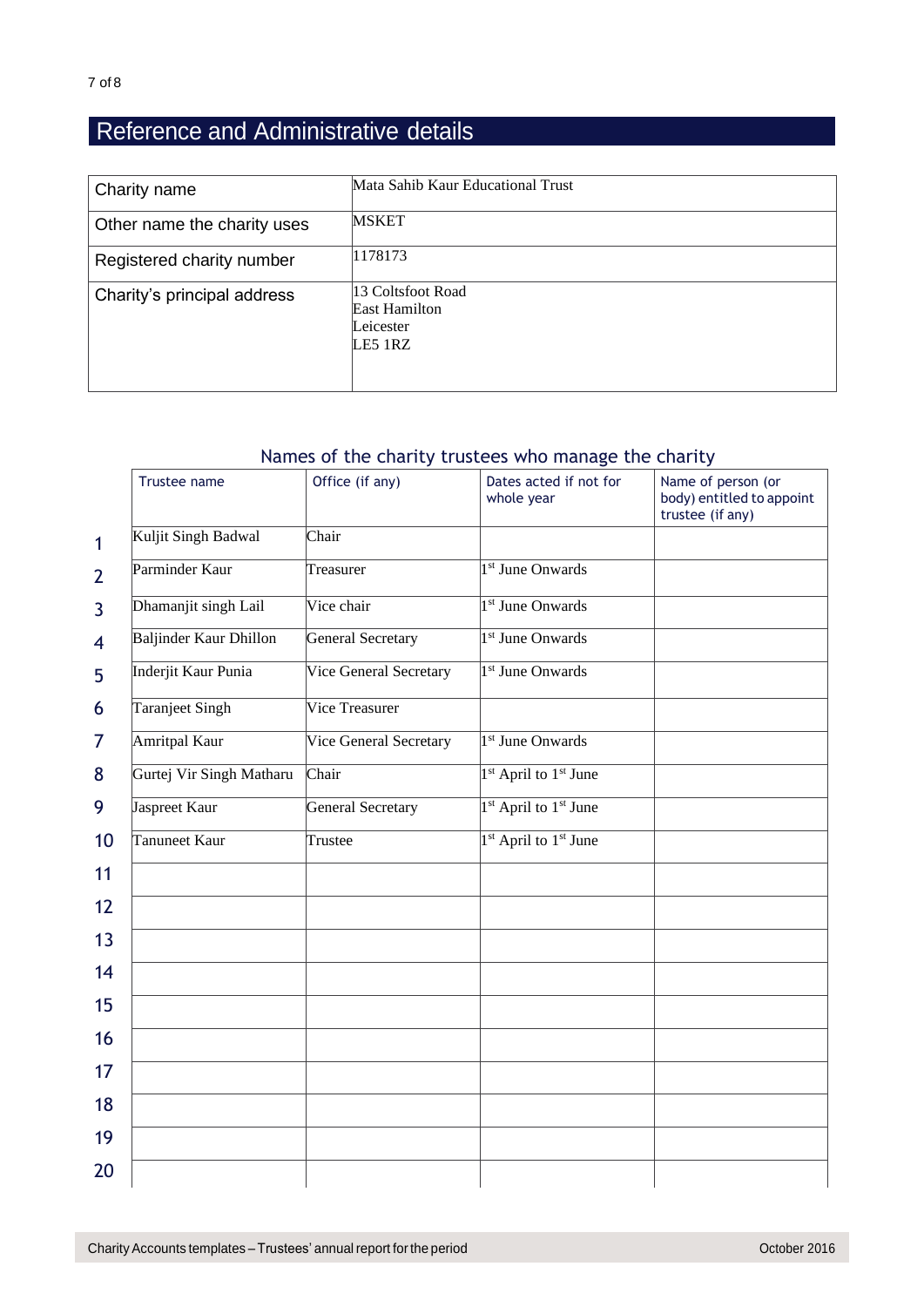## Reference and Administrative details

| Charity name | Mata Sahib Kaur Educational Trust |
|---|---|
| Other name the charity uses | MSKET |
| Registered charity number | 1178173 |
| Charity's principal address | 13 Coltsfoot Road<br>East Hamilton<br>Leicester<br>LE5 1RZ |

### Names of the charity trustees who manage the charity

| | Trustee name | Office (if any) | Dates acted if not for whole year | Name of person (or body) entitled to appoint trustee (if any) |
|---|---|---|---|---|
| 1 | Kuljit Singh Badwal | Chair | | |
| 2 | Parminder Kaur | Treasurer | 1st June Onwards | |
| 3 | Dhamanjit singh Lail | Vice chair | 1st June Onwards | |
| 4 | Baljinder Kaur Dhillon | General Secretary | 1st June Onwards | |
| 5 | Inderjit Kaur Punia | Vice General Secretary | 1st June Onwards | |
| 6 | Taranjeet Singh | Vice Treasurer | | |
| 7 | Amritpal Kaur | Vice General Secretary | 1st June Onwards | |
| 8 | Gurtej Vir Singh Matharu | Chair | 1st April to 1st June | |
| 9 | Jaspreet Kaur | General Secretary | 1st April to 1st June | |
| 10 | Tanuneet Kaur | Trustee | 1st April to 1st June | |
| 11 | | | | |
| 12 | | | | |
| 13 | | | | |
| 14 | | | | |
| 15 | | | | |
| 16 | | | | |
| 17 | | | | |
| 18 | | | | |
| 19 | | | | |
| 20 | | | | |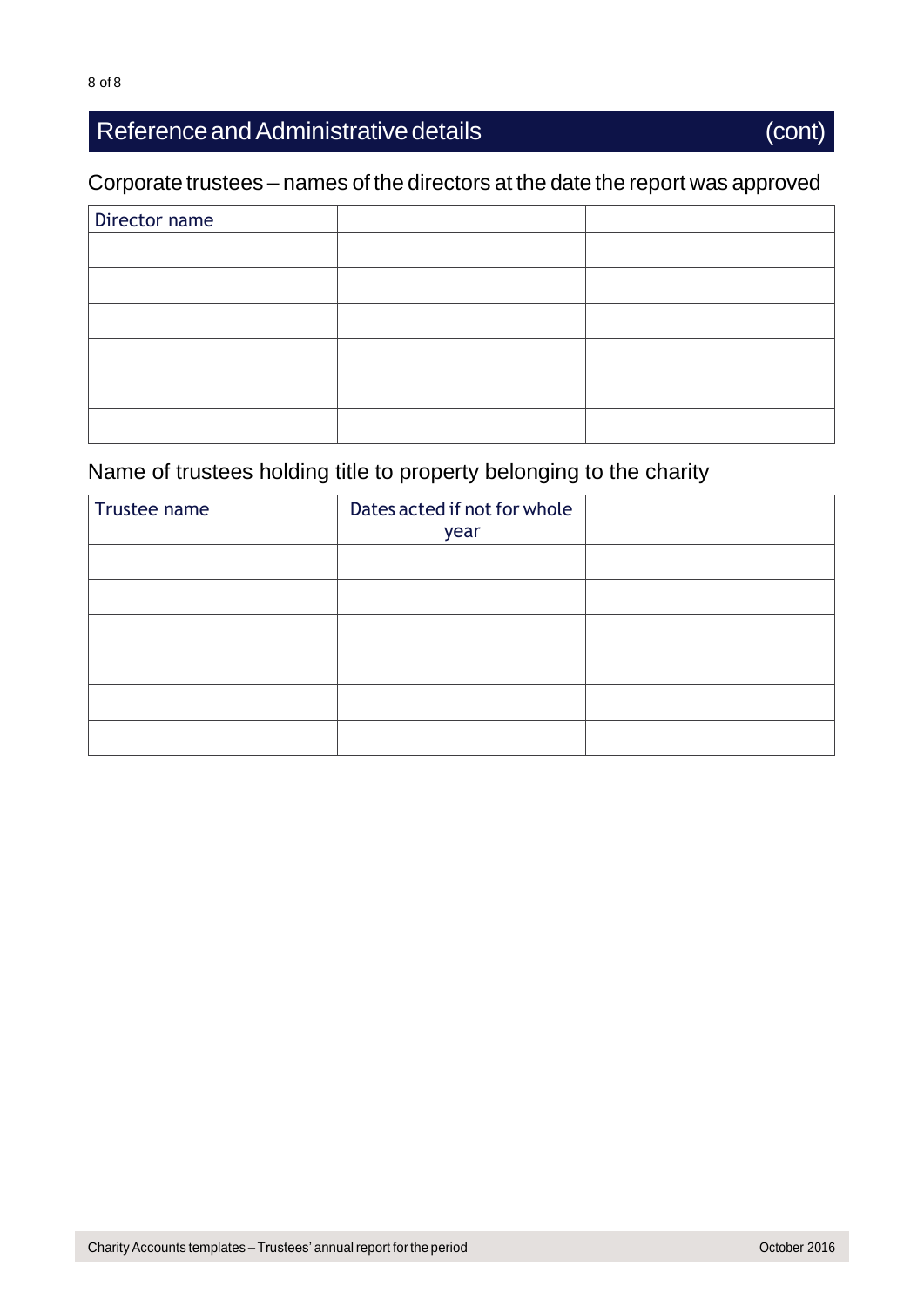## Reference and Administrative details (cont)

### Corporate trustees – names of the directors at the date the report was approved

| Director name | | |
|---|---|---|
| | | |
| | | |
| | | |
| | | |
| | | |
| | | |

### Name of trustees holding title to property belonging to the charity

| Trustee name | Dates acted if not for whole year | |
|---|---|---|
| | | |
| | | |
| | | |
| | | |
| | | |
| | | |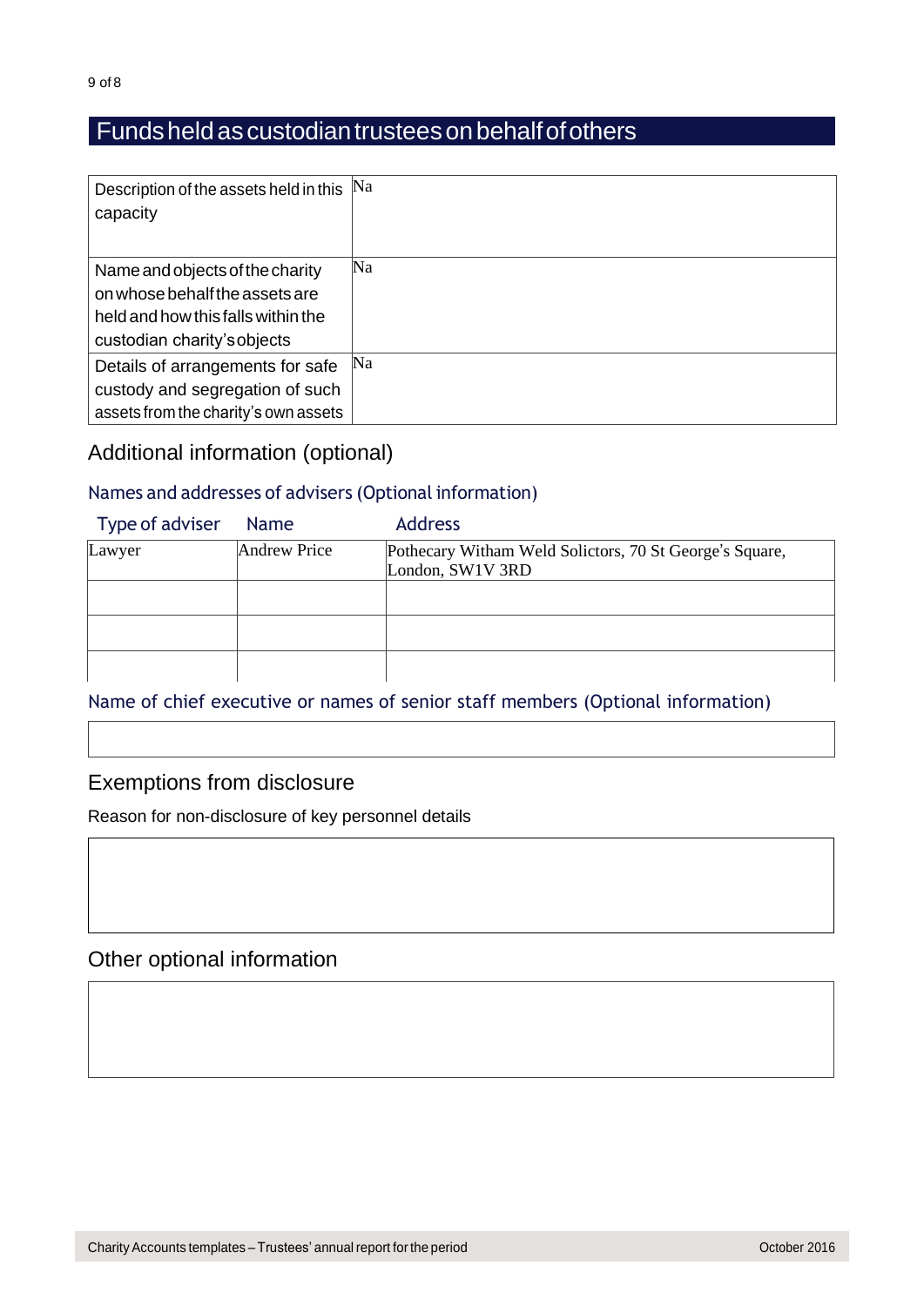# Funds held as custodian trustees on behalf of others

| | |
|---|---|
| Description of the assets held in this capacity | Na |
| Name and objects of the charity on whose behalf the assets are held and how this falls within the custodian charity's objects | Na |
| Details of arrangements for safe custody and segregation of such assets from the charity's own assets | Na |

## Additional information (optional)

### Names and addresses of advisers (Optional information)

| Type of adviser | Name | Address |
|---|---|---|
| Lawyer | Andrew Price | Pothecary Witham Weld Solictors, 70 St George's Square, London, SW1V 3RD |
| | | |
| | | |
| | | |

### Name of chief executive or names of senior staff members (Optional information)

## Exemptions from disclosure

Reason for non-disclosure of key personnel details

## Other optional information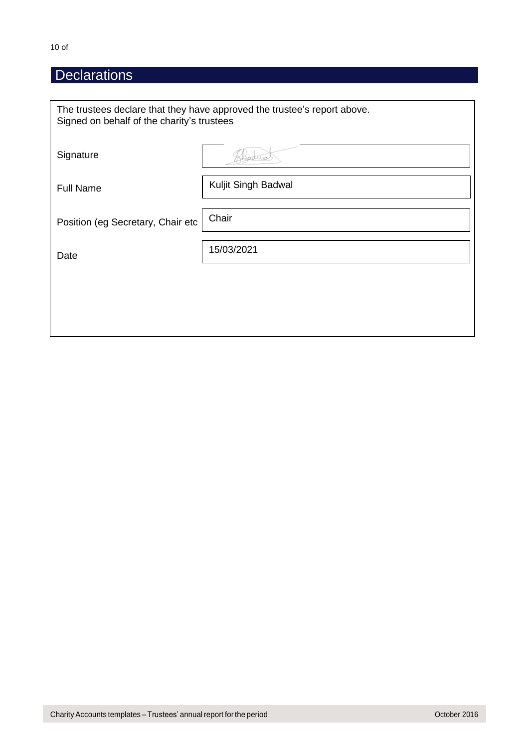## Declarations

The trustees declare that they have approved the trustee's report above.
Signed on behalf of the charity's trustees

| | |
|---|---|
| Signature | |
| Full Name | Kuljit Singh Badwal |
| Position (eg Secretary, Chair etc | Chair |
| Date | 15/03/2021 |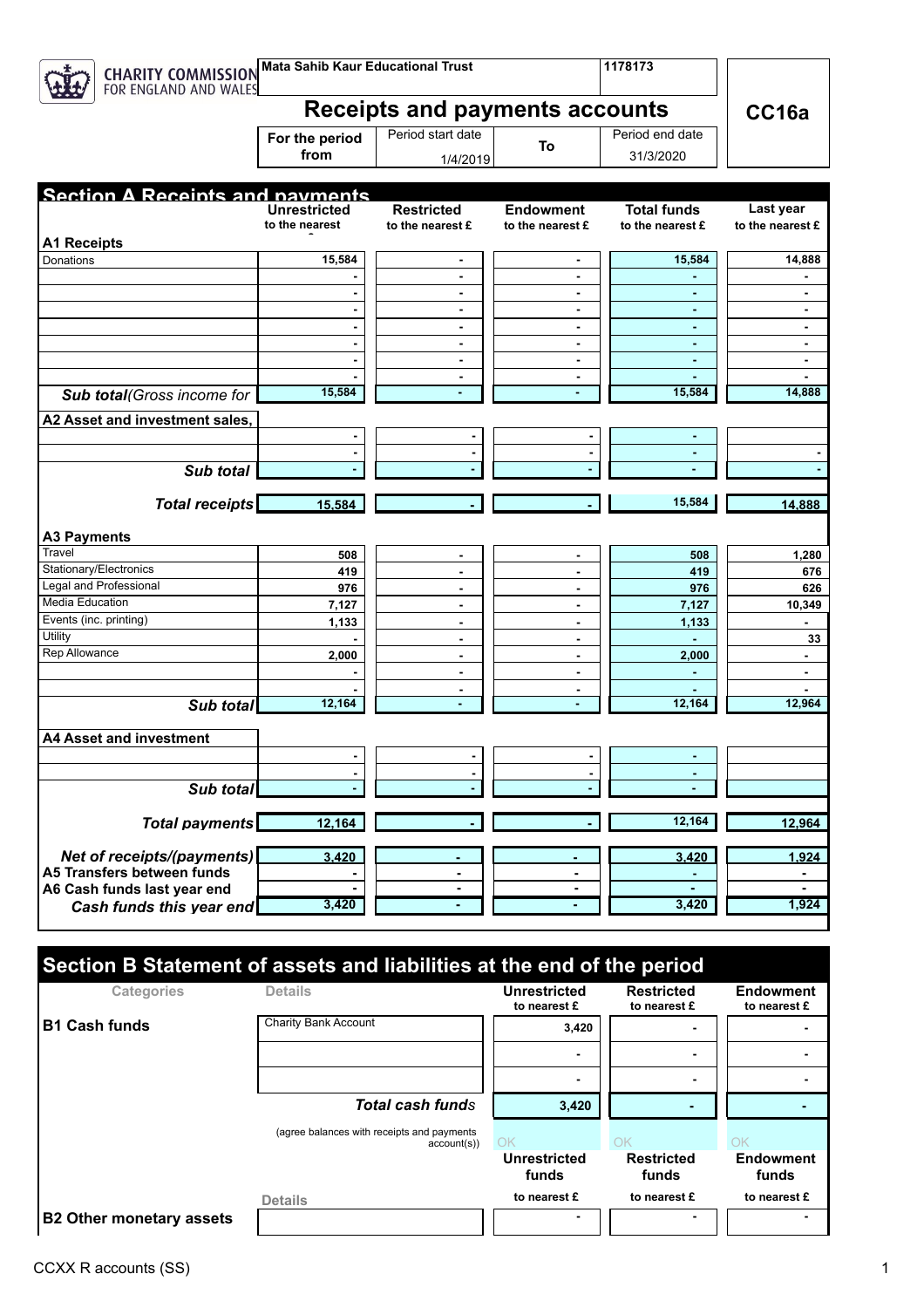CHARITY COMMISSION FOR ENGLAND AND WALES

| Mata Sahib Kaur Educational Trust | 1178173 |
|---|---|

# Receipts and payments accounts

**CC16a**

| For the period from | Period start date 1/4/2019 | To | Period end date 31/3/2020 |
|---|---|---|---|

## Section A Receipts and payments

| | Unrestricted to the nearest £ | Restricted to the nearest £ | Endowment to the nearest £ | Total funds to the nearest £ | Last year to the nearest £ |
|---|---|---|---|---|---|
| **A1 Receipts** | | | | | |
| Donations | 15,584 | - | - | 15,584 | 14,888 |
| | - | - | - | - | - |
| | - | - | - | - | - |
| | - | - | - | - | - |
| | - | - | - | - | - |
| | - | - | - | - | - |
| | - | - | - | - | - |
| | - | - | - | - | - |
| ***Sub total*** *(Gross income for* | 15,584 | - | - | 15,584 | 14,888 |
| **A2 Asset and investment sales,** | | | | | |
| | - | - | - | - | |
| | - | - | - | - | - |
| ***Sub total*** | - | - | - | - | - |
| ***Total receipts*** | 15,584 | - | - | 15,584 | 14,888 |
| **A3 Payments** | | | | | |
| Travel | 508 | - | - | 508 | 1,280 |
| Stationary/Electronics | 419 | - | - | 419 | 676 |
| Legal and Professional | 976 | - | - | 976 | 626 |
| Media Education | 7,127 | - | - | 7,127 | 10,349 |
| Events (inc. printing) | 1,133 | - | - | 1,133 | - |
| Utility | - | - | - | - | 33 |
| Rep Allowance | 2,000 | - | - | 2,000 | - |
| | - | - | - | - | - |
| | - | - | - | - | - |
| ***Sub total*** | 12,164 | - | - | 12,164 | 12,964 |
| **A4 Asset and investment** | | | | | |
| | - | - | - | - | |
| | - | - | - | - | |
| ***Sub total*** | - | - | - | - | |
| ***Total payments*** | 12,164 | - | - | 12,164 | 12,964 |
| ***Net of receipts/(payments)*** | 3,420 | - | - | 3,420 | 1,924 |
| **A5 Transfers between funds** | - | - | - | - | - |
| **A6 Cash funds last year end** | - | - | - | - | - |
| ***Cash funds this year end*** | 3,420 | - | - | 3,420 | 1,924 |

## Section B Statement of assets and liabilities at the end of the period

| Categories | Details | Unrestricted to nearest £ | Restricted to nearest £ | Endowment to nearest £ |
|---|---|---|---|---|
| **B1 Cash funds** | Charity Bank Account | 3,420 | - | - |
| | | - | - | - |
| | | - | - | - |
| | ***Total cash funds*** | 3,420 | - | - |
| | (agree balances with receipts and payments account(s)) | OK | OK | OK |

| | Details | Unrestricted funds to nearest £ | Restricted funds to nearest £ | Endowment funds to nearest £ |
|---|---|---|---|---|
| **B2 Other monetary assets** | | - | - | - |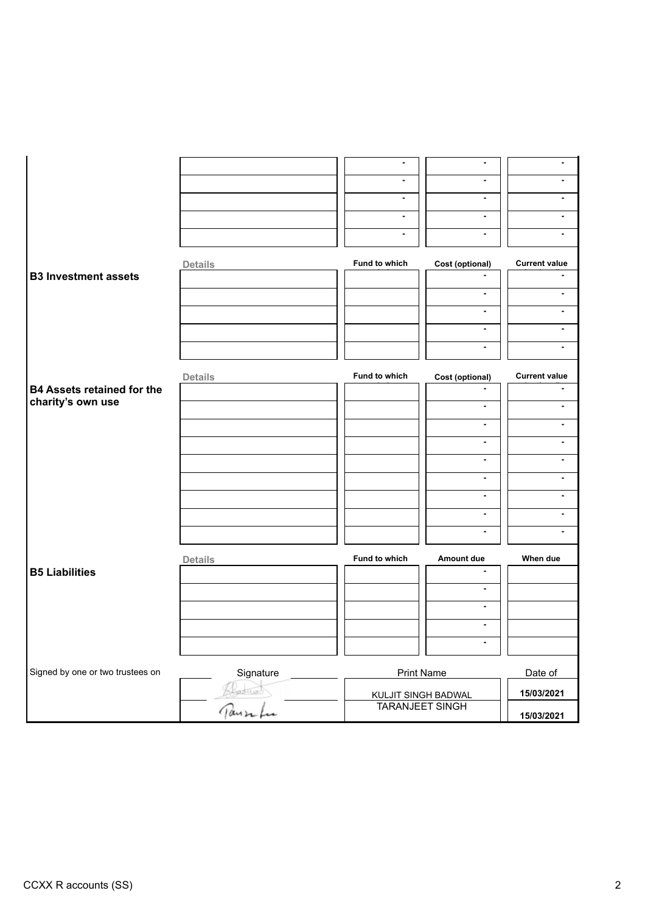| | | | | |
|---|---|---|---|---|
| | | - | - | - |
| | | - | - | - |
| | | - | - | - |
| | | - | - | - |
| | | - | - | - |

| | Details | Fund to which | Cost (optional) | Current value |
|---|---|---|---|---|
| **B3 Investment assets** | | | - | - |
| | | | - | - |
| | | | - | - |
| | | | - | - |
| | | | - | - |

| | Details | Fund to which | Cost (optional) | Current value |
|---|---|---|---|---|
| **B4 Assets retained for the charity's own use** | | | - | - |
| | | | - | - |
| | | | - | - |
| | | | - | - |
| | | | - | - |
| | | | - | - |
| | | | - | - |
| | | | - | - |
| | | | - | - |

| | Details | Fund to which | Amount due | When due |
|---|---|---|---|---|
| **B5 Liabilities** | | | - | |
| | | | - | |
| | | | - | |
| | | | - | |
| | | | - | |

| Signed by one or two trustees on | Signature | Print Name | Date of |
|---|---|---|---|
| | [signature] | KULJIT SINGH BADWAL | 15/03/2021 |
| | [signature] | TARANJEET SINGH | 15/03/2021 |

CCXX R accounts (SS)